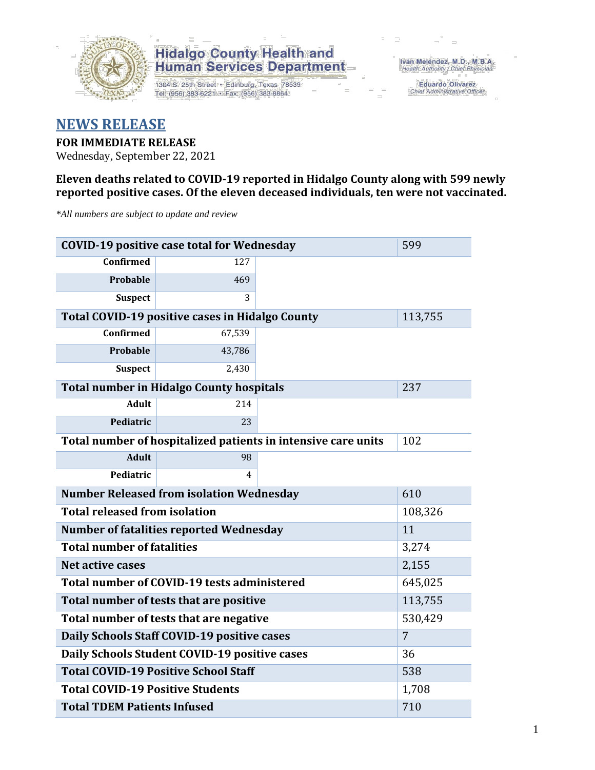Hidalgo County Health and Human Services Department
1304 S. 25th Street • Edinburg, Texas 78539
Tel: (956) 383-6221 • Fax: (956) 383-8864

Iván Meléndez, M.D., M.B.A.
Health Authority / Chief Physician

Eduardo Olivarez
Chief Administrative Officer

# NEWS RELEASE

**FOR IMMEDIATE RELEASE**
Wednesday, September 22, 2021

**Eleven deaths related to COVID-19 reported in Hidalgo County along with 599 newly reported positive cases. Of the eleven deceased individuals, ten were not vaccinated.**

*\*All numbers are subject to update and review*

| | | |
|---|---|---|
| **COVID-19 positive case total for Wednesday** | | 599 |
| **Confirmed** | 127 | |
| **Probable** | 469 | |
| **Suspect** | 3 | |
| **Total COVID-19 positive cases in Hidalgo County** | | 113,755 |
| **Confirmed** | 67,539 | |
| **Probable** | 43,786 | |
| **Suspect** | 2,430 | |
| **Total number in Hidalgo County hospitals** | | 237 |
| **Adult** | 214 | |
| **Pediatric** | 23 | |
| **Total number of hospitalized patients in intensive care units** | | 102 |
| **Adult** | 98 | |
| **Pediatric** | 4 | |
| **Number Released from isolation Wednesday** | | 610 |
| **Total released from isolation** | | 108,326 |
| **Number of fatalities reported Wednesday** | | 11 |
| **Total number of fatalities** | | 3,274 |
| **Net active cases** | | 2,155 |
| **Total number of COVID-19 tests administered** | | 645,025 |
| **Total number of tests that are positive** | | 113,755 |
| **Total number of tests that are negative** | | 530,429 |
| **Daily Schools Staff COVID-19 positive cases** | | 7 |
| **Daily Schools Student COVID-19 positive cases** | | 36 |
| **Total COVID-19 Positive School Staff** | | 538 |
| **Total COVID-19 Positive Students** | | 1,708 |
| **Total TDEM Patients Infused** | | 710 |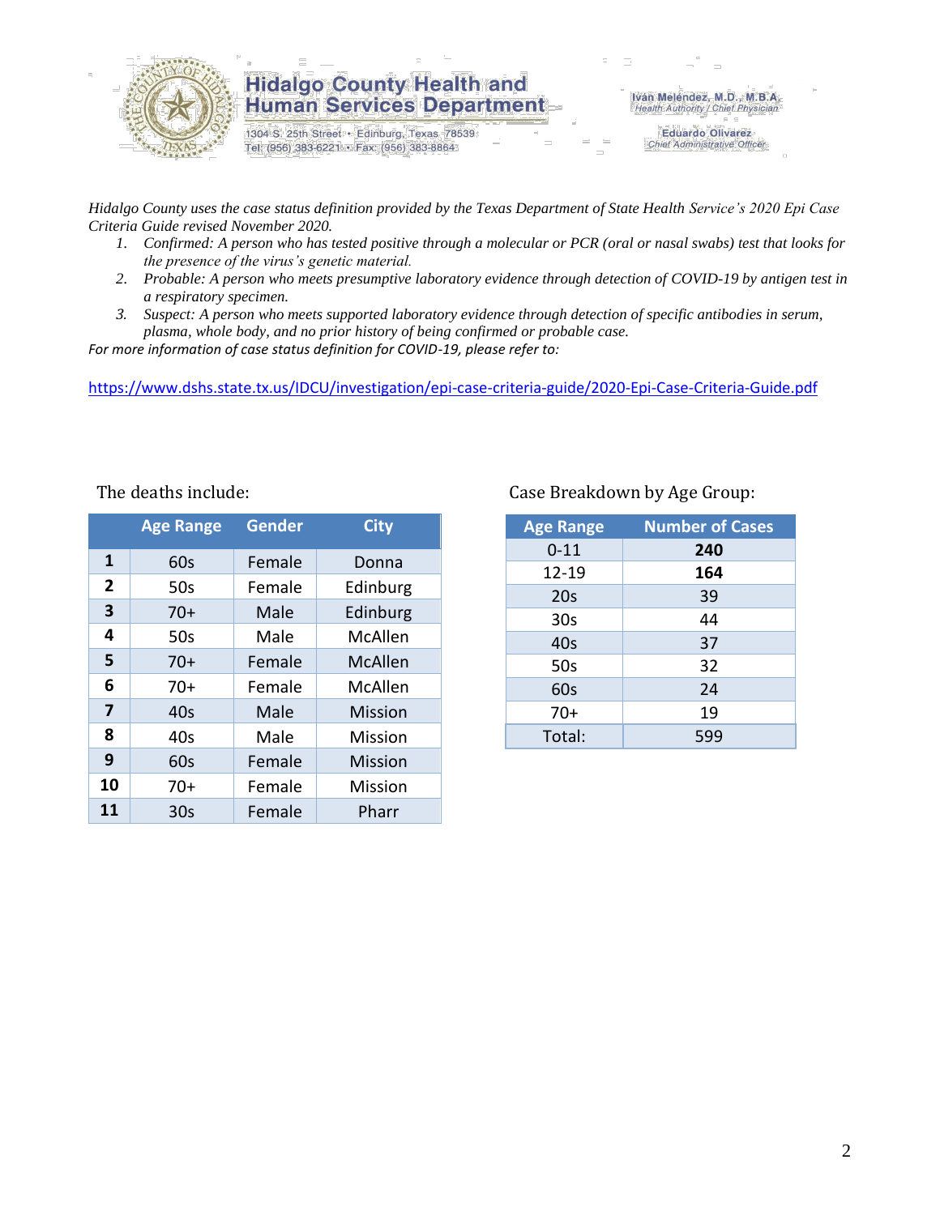# Hidalgo County Health and Human Services Department

1304 S. 25th Street • Edinburg, Texas 78539
Tel: (956) 383-6221 • Fax: (956) 383-8864

Iván Meléndez, M.D., M.B.A.
*Health Authority / Chief Physician*

Eduardo Olivarez
*Chief Administrative Officer*

*Hidalgo County uses the case status definition provided by the Texas Department of State Health Service's 2020 Epi Case Criteria Guide revised November 2020.*

1. *Confirmed: A person who has tested positive through a molecular or PCR (oral or nasal swabs) test that looks for the presence of the virus's genetic material.*
2. *Probable: A person who meets presumptive laboratory evidence through detection of COVID-19 by antigen test in a respiratory specimen.*
3. *Suspect: A person who meets supported laboratory evidence through detection of specific antibodies in serum, plasma, whole body, and no prior history of being confirmed or probable case.*

*For more information of case status definition for COVID-19, please refer to:*

https://www.dshs.state.tx.us/IDCU/investigation/epi-case-criteria-guide/2020-Epi-Case-Criteria-Guide.pdf

The deaths include:

| | Age Range | Gender | City |
|---|---|---|---|
| **1** | 60s | Female | Donna |
| **2** | 50s | Female | Edinburg |
| **3** | 70+ | Male | Edinburg |
| **4** | 50s | Male | McAllen |
| **5** | 70+ | Female | McAllen |
| **6** | 70+ | Female | McAllen |
| **7** | 40s | Male | Mission |
| **8** | 40s | Male | Mission |
| **9** | 60s | Female | Mission |
| **10** | 70+ | Female | Mission |
| **11** | 30s | Female | Pharr |

Case Breakdown by Age Group:

| Age Range | Number of Cases |
|---|---|
| 0-11 | **240** |
| 12-19 | **164** |
| 20s | 39 |
| 30s | 44 |
| 40s | 37 |
| 50s | 32 |
| 60s | 24 |
| 70+ | 19 |
| Total: | 599 |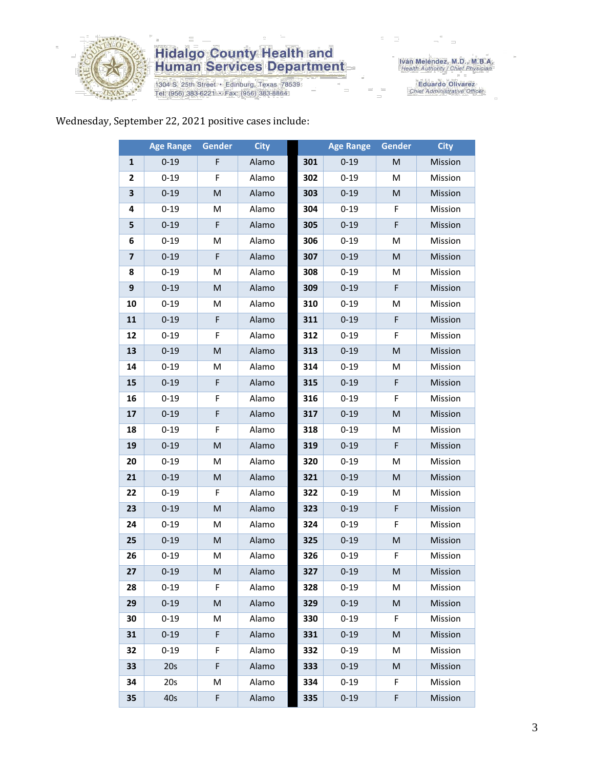# Hidalgo County Health and Human Services Department

1304 S. 25th Street • Edinburg, Texas 78539
Tel: (956) 383-6221 • Fax: (956) 383-8864

Iván Meléndez, M.D., M.B.A.
Health Authority / Chief Physician

Eduardo Olivarez
Chief Administrative Officer

Wednesday, September 22, 2021 positive cases include:

| | Age Range | Gender | City | | Age Range | Gender | City |
|---|---|---|---|---|---|---|---|
| 1 | 0-19 | F | Alamo | 301 | 0-19 | M | Mission |
| 2 | 0-19 | F | Alamo | 302 | 0-19 | M | Mission |
| 3 | 0-19 | M | Alamo | 303 | 0-19 | M | Mission |
| 4 | 0-19 | M | Alamo | 304 | 0-19 | F | Mission |
| 5 | 0-19 | F | Alamo | 305 | 0-19 | F | Mission |
| 6 | 0-19 | M | Alamo | 306 | 0-19 | M | Mission |
| 7 | 0-19 | F | Alamo | 307 | 0-19 | M | Mission |
| 8 | 0-19 | M | Alamo | 308 | 0-19 | M | Mission |
| 9 | 0-19 | M | Alamo | 309 | 0-19 | F | Mission |
| 10 | 0-19 | M | Alamo | 310 | 0-19 | M | Mission |
| 11 | 0-19 | F | Alamo | 311 | 0-19 | F | Mission |
| 12 | 0-19 | F | Alamo | 312 | 0-19 | F | Mission |
| 13 | 0-19 | M | Alamo | 313 | 0-19 | M | Mission |
| 14 | 0-19 | M | Alamo | 314 | 0-19 | M | Mission |
| 15 | 0-19 | F | Alamo | 315 | 0-19 | F | Mission |
| 16 | 0-19 | F | Alamo | 316 | 0-19 | F | Mission |
| 17 | 0-19 | F | Alamo | 317 | 0-19 | M | Mission |
| 18 | 0-19 | F | Alamo | 318 | 0-19 | M | Mission |
| 19 | 0-19 | M | Alamo | 319 | 0-19 | F | Mission |
| 20 | 0-19 | M | Alamo | 320 | 0-19 | M | Mission |
| 21 | 0-19 | M | Alamo | 321 | 0-19 | M | Mission |
| 22 | 0-19 | F | Alamo | 322 | 0-19 | M | Mission |
| 23 | 0-19 | M | Alamo | 323 | 0-19 | F | Mission |
| 24 | 0-19 | M | Alamo | 324 | 0-19 | F | Mission |
| 25 | 0-19 | M | Alamo | 325 | 0-19 | M | Mission |
| 26 | 0-19 | M | Alamo | 326 | 0-19 | F | Mission |
| 27 | 0-19 | M | Alamo | 327 | 0-19 | M | Mission |
| 28 | 0-19 | F | Alamo | 328 | 0-19 | M | Mission |
| 29 | 0-19 | M | Alamo | 329 | 0-19 | M | Mission |
| 30 | 0-19 | M | Alamo | 330 | 0-19 | F | Mission |
| 31 | 0-19 | F | Alamo | 331 | 0-19 | M | Mission |
| 32 | 0-19 | F | Alamo | 332 | 0-19 | M | Mission |
| 33 | 20s | F | Alamo | 333 | 0-19 | M | Mission |
| 34 | 20s | M | Alamo | 334 | 0-19 | F | Mission |
| 35 | 40s | F | Alamo | 335 | 0-19 | F | Mission |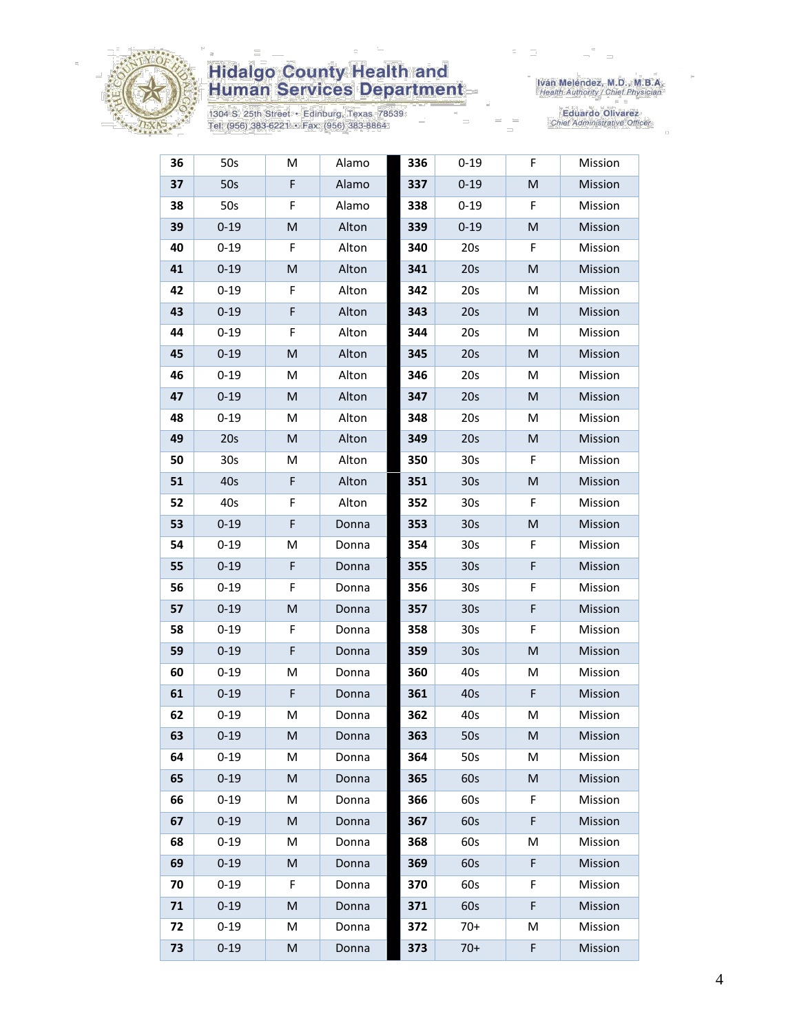| 36 | 50s | M | Alamo | 336 | 0-19 | F | Mission |
|---|---|---|---|---|---|---|---|
| 37 | 50s | F | Alamo | 337 | 0-19 | M | Mission |
| 38 | 50s | F | Alamo | 338 | 0-19 | F | Mission |
| 39 | 0-19 | M | Alton | 339 | 0-19 | M | Mission |
| 40 | 0-19 | F | Alton | 340 | 20s | F | Mission |
| 41 | 0-19 | M | Alton | 341 | 20s | M | Mission |
| 42 | 0-19 | F | Alton | 342 | 20s | M | Mission |
| 43 | 0-19 | F | Alton | 343 | 20s | M | Mission |
| 44 | 0-19 | F | Alton | 344 | 20s | M | Mission |
| 45 | 0-19 | M | Alton | 345 | 20s | M | Mission |
| 46 | 0-19 | M | Alton | 346 | 20s | M | Mission |
| 47 | 0-19 | M | Alton | 347 | 20s | M | Mission |
| 48 | 0-19 | M | Alton | 348 | 20s | M | Mission |
| 49 | 20s | M | Alton | 349 | 20s | M | Mission |
| 50 | 30s | M | Alton | 350 | 30s | F | Mission |
| 51 | 40s | F | Alton | 351 | 30s | M | Mission |
| 52 | 40s | F | Alton | 352 | 30s | F | Mission |
| 53 | 0-19 | F | Donna | 353 | 30s | M | Mission |
| 54 | 0-19 | M | Donna | 354 | 30s | F | Mission |
| 55 | 0-19 | F | Donna | 355 | 30s | F | Mission |
| 56 | 0-19 | F | Donna | 356 | 30s | F | Mission |
| 57 | 0-19 | M | Donna | 357 | 30s | F | Mission |
| 58 | 0-19 | F | Donna | 358 | 30s | F | Mission |
| 59 | 0-19 | F | Donna | 359 | 30s | M | Mission |
| 60 | 0-19 | M | Donna | 360 | 40s | M | Mission |
| 61 | 0-19 | F | Donna | 361 | 40s | F | Mission |
| 62 | 0-19 | M | Donna | 362 | 40s | M | Mission |
| 63 | 0-19 | M | Donna | 363 | 50s | M | Mission |
| 64 | 0-19 | M | Donna | 364 | 50s | M | Mission |
| 65 | 0-19 | M | Donna | 365 | 60s | M | Mission |
| 66 | 0-19 | M | Donna | 366 | 60s | F | Mission |
| 67 | 0-19 | M | Donna | 367 | 60s | F | Mission |
| 68 | 0-19 | M | Donna | 368 | 60s | M | Mission |
| 69 | 0-19 | M | Donna | 369 | 60s | F | Mission |
| 70 | 0-19 | F | Donna | 370 | 60s | F | Mission |
| 71 | 0-19 | M | Donna | 371 | 60s | F | Mission |
| 72 | 0-19 | M | Donna | 372 | 70+ | M | Mission |
| 73 | 0-19 | M | Donna | 373 | 70+ | F | Mission |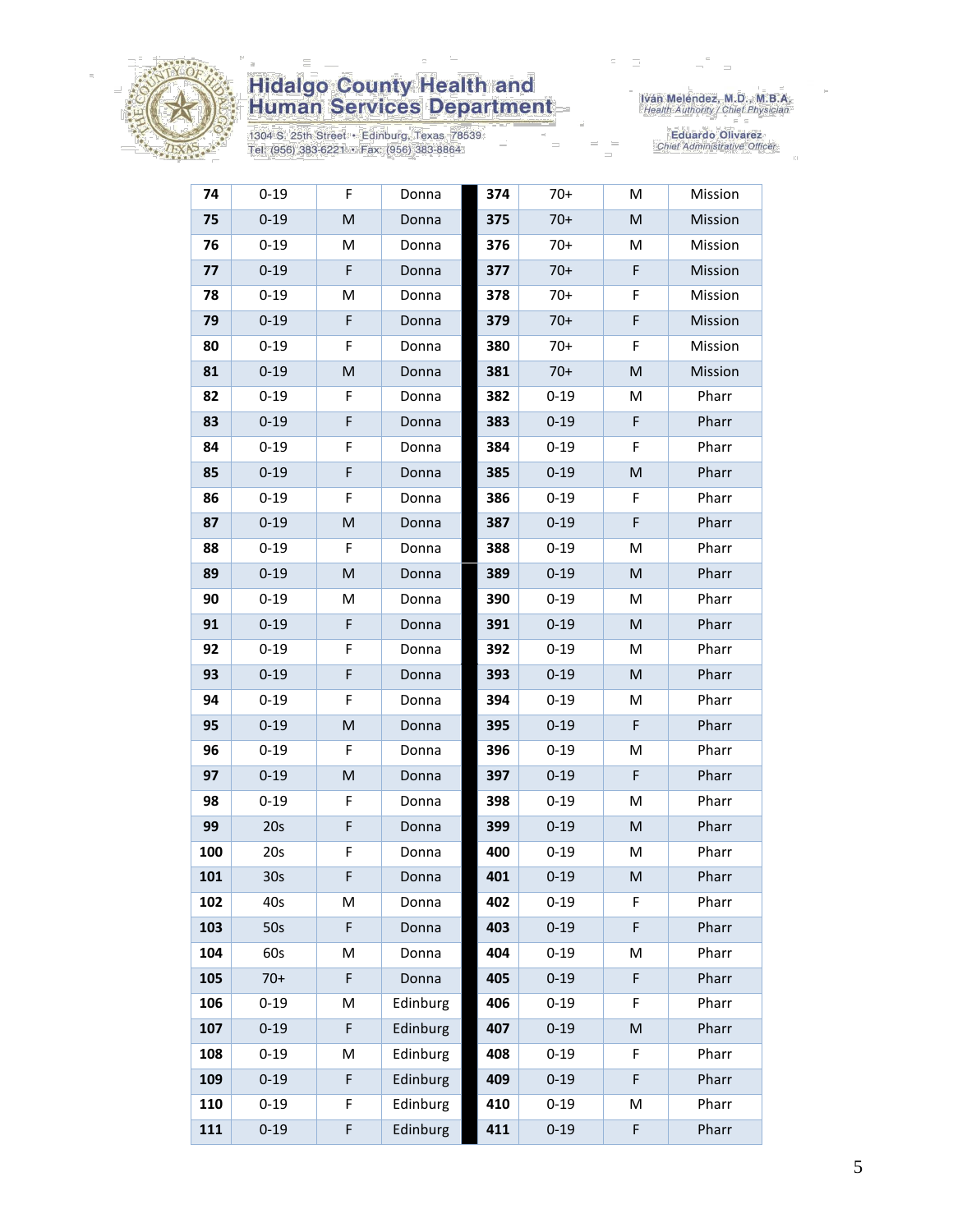# Hidalgo County Health and Human Services Department

1304 S. 25th Street • Edinburg, Texas 78539
Tel: (956) 383-6221 • Fax: (956) 383-8864

Iván Meléndez, M.D., M.B.A.
*Health Authority / Chief Physician*

Eduardo Olivarez
*Chief Administrative Officer*

| | | | | | | | |
|---|---|---|---|---|---|---|---|
| **74** | 0-19 | F | Donna | **374** | 70+ | M | Mission |
| **75** | 0-19 | M | Donna | **375** | 70+ | M | Mission |
| **76** | 0-19 | M | Donna | **376** | 70+ | M | Mission |
| **77** | 0-19 | F | Donna | **377** | 70+ | F | Mission |
| **78** | 0-19 | M | Donna | **378** | 70+ | F | Mission |
| **79** | 0-19 | F | Donna | **379** | 70+ | F | Mission |
| **80** | 0-19 | F | Donna | **380** | 70+ | F | Mission |
| **81** | 0-19 | M | Donna | **381** | 70+ | M | Mission |
| **82** | 0-19 | F | Donna | **382** | 0-19 | M | Pharr |
| **83** | 0-19 | F | Donna | **383** | 0-19 | F | Pharr |
| **84** | 0-19 | F | Donna | **384** | 0-19 | F | Pharr |
| **85** | 0-19 | F | Donna | **385** | 0-19 | M | Pharr |
| **86** | 0-19 | F | Donna | **386** | 0-19 | F | Pharr |
| **87** | 0-19 | M | Donna | **387** | 0-19 | F | Pharr |
| **88** | 0-19 | F | Donna | **388** | 0-19 | M | Pharr |
| **89** | 0-19 | M | Donna | **389** | 0-19 | M | Pharr |
| **90** | 0-19 | M | Donna | **390** | 0-19 | M | Pharr |
| **91** | 0-19 | F | Donna | **391** | 0-19 | M | Pharr |
| **92** | 0-19 | F | Donna | **392** | 0-19 | M | Pharr |
| **93** | 0-19 | F | Donna | **393** | 0-19 | M | Pharr |
| **94** | 0-19 | F | Donna | **394** | 0-19 | M | Pharr |
| **95** | 0-19 | M | Donna | **395** | 0-19 | F | Pharr |
| **96** | 0-19 | F | Donna | **396** | 0-19 | M | Pharr |
| **97** | 0-19 | M | Donna | **397** | 0-19 | F | Pharr |
| **98** | 0-19 | F | Donna | **398** | 0-19 | M | Pharr |
| **99** | 20s | F | Donna | **399** | 0-19 | M | Pharr |
| **100** | 20s | F | Donna | **400** | 0-19 | M | Pharr |
| **101** | 30s | F | Donna | **401** | 0-19 | M | Pharr |
| **102** | 40s | M | Donna | **402** | 0-19 | F | Pharr |
| **103** | 50s | F | Donna | **403** | 0-19 | F | Pharr |
| **104** | 60s | M | Donna | **404** | 0-19 | M | Pharr |
| **105** | 70+ | F | Donna | **405** | 0-19 | F | Pharr |
| **106** | 0-19 | M | Edinburg | **406** | 0-19 | F | Pharr |
| **107** | 0-19 | F | Edinburg | **407** | 0-19 | M | Pharr |
| **108** | 0-19 | M | Edinburg | **408** | 0-19 | F | Pharr |
| **109** | 0-19 | F | Edinburg | **409** | 0-19 | F | Pharr |
| **110** | 0-19 | F | Edinburg | **410** | 0-19 | M | Pharr |
| **111** | 0-19 | F | Edinburg | **411** | 0-19 | F | Pharr |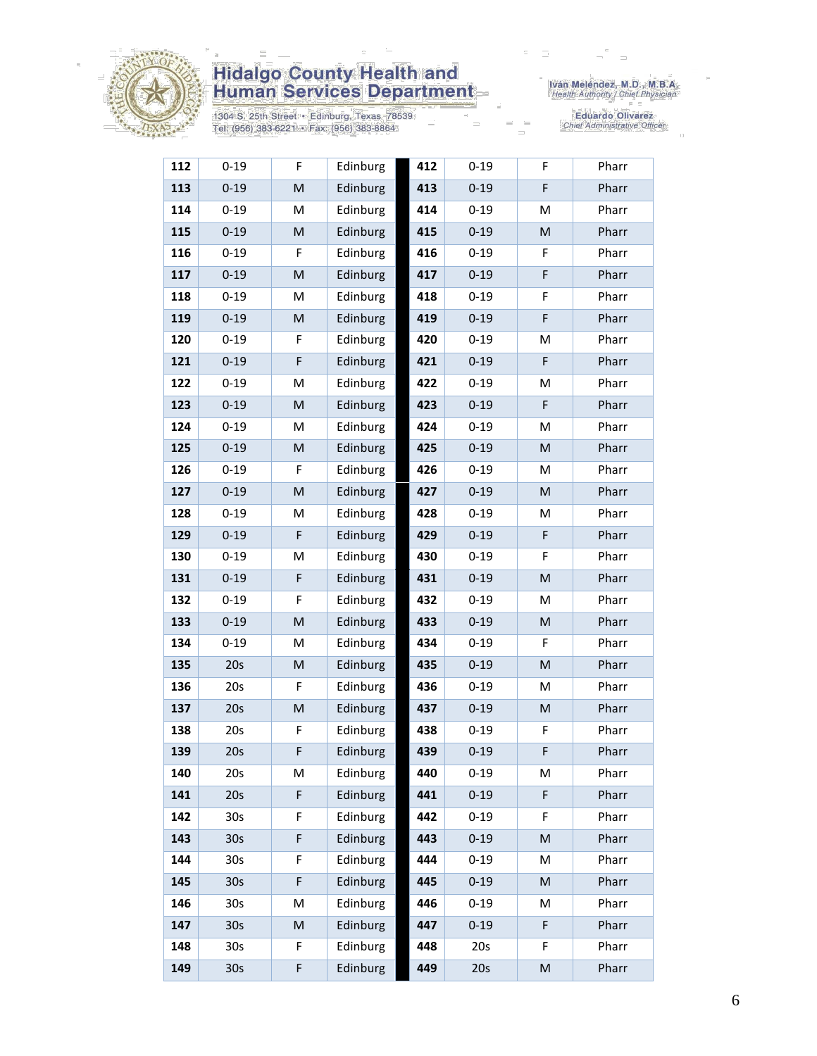| 112 | 0-19 | F | Edinburg | 412 | 0-19 | F | Pharr |
|---|---|---|---|---|---|---|---|
| 113 | 0-19 | M | Edinburg | 413 | 0-19 | F | Pharr |
| 114 | 0-19 | M | Edinburg | 414 | 0-19 | M | Pharr |
| 115 | 0-19 | M | Edinburg | 415 | 0-19 | M | Pharr |
| 116 | 0-19 | F | Edinburg | 416 | 0-19 | F | Pharr |
| 117 | 0-19 | M | Edinburg | 417 | 0-19 | F | Pharr |
| 118 | 0-19 | M | Edinburg | 418 | 0-19 | F | Pharr |
| 119 | 0-19 | M | Edinburg | 419 | 0-19 | F | Pharr |
| 120 | 0-19 | F | Edinburg | 420 | 0-19 | M | Pharr |
| 121 | 0-19 | F | Edinburg | 421 | 0-19 | F | Pharr |
| 122 | 0-19 | M | Edinburg | 422 | 0-19 | M | Pharr |
| 123 | 0-19 | M | Edinburg | 423 | 0-19 | F | Pharr |
| 124 | 0-19 | M | Edinburg | 424 | 0-19 | M | Pharr |
| 125 | 0-19 | M | Edinburg | 425 | 0-19 | M | Pharr |
| 126 | 0-19 | F | Edinburg | 426 | 0-19 | M | Pharr |
| 127 | 0-19 | M | Edinburg | 427 | 0-19 | M | Pharr |
| 128 | 0-19 | M | Edinburg | 428 | 0-19 | M | Pharr |
| 129 | 0-19 | F | Edinburg | 429 | 0-19 | F | Pharr |
| 130 | 0-19 | M | Edinburg | 430 | 0-19 | F | Pharr |
| 131 | 0-19 | F | Edinburg | 431 | 0-19 | M | Pharr |
| 132 | 0-19 | F | Edinburg | 432 | 0-19 | M | Pharr |
| 133 | 0-19 | M | Edinburg | 433 | 0-19 | M | Pharr |
| 134 | 0-19 | M | Edinburg | 434 | 0-19 | F | Pharr |
| 135 | 20s | M | Edinburg | 435 | 0-19 | M | Pharr |
| 136 | 20s | F | Edinburg | 436 | 0-19 | M | Pharr |
| 137 | 20s | M | Edinburg | 437 | 0-19 | M | Pharr |
| 138 | 20s | F | Edinburg | 438 | 0-19 | F | Pharr |
| 139 | 20s | F | Edinburg | 439 | 0-19 | F | Pharr |
| 140 | 20s | M | Edinburg | 440 | 0-19 | M | Pharr |
| 141 | 20s | F | Edinburg | 441 | 0-19 | F | Pharr |
| 142 | 30s | F | Edinburg | 442 | 0-19 | F | Pharr |
| 143 | 30s | F | Edinburg | 443 | 0-19 | M | Pharr |
| 144 | 30s | F | Edinburg | 444 | 0-19 | M | Pharr |
| 145 | 30s | F | Edinburg | 445 | 0-19 | M | Pharr |
| 146 | 30s | M | Edinburg | 446 | 0-19 | M | Pharr |
| 147 | 30s | M | Edinburg | 447 | 0-19 | F | Pharr |
| 148 | 30s | F | Edinburg | 448 | 20s | F | Pharr |
| 149 | 30s | F | Edinburg | 449 | 20s | M | Pharr |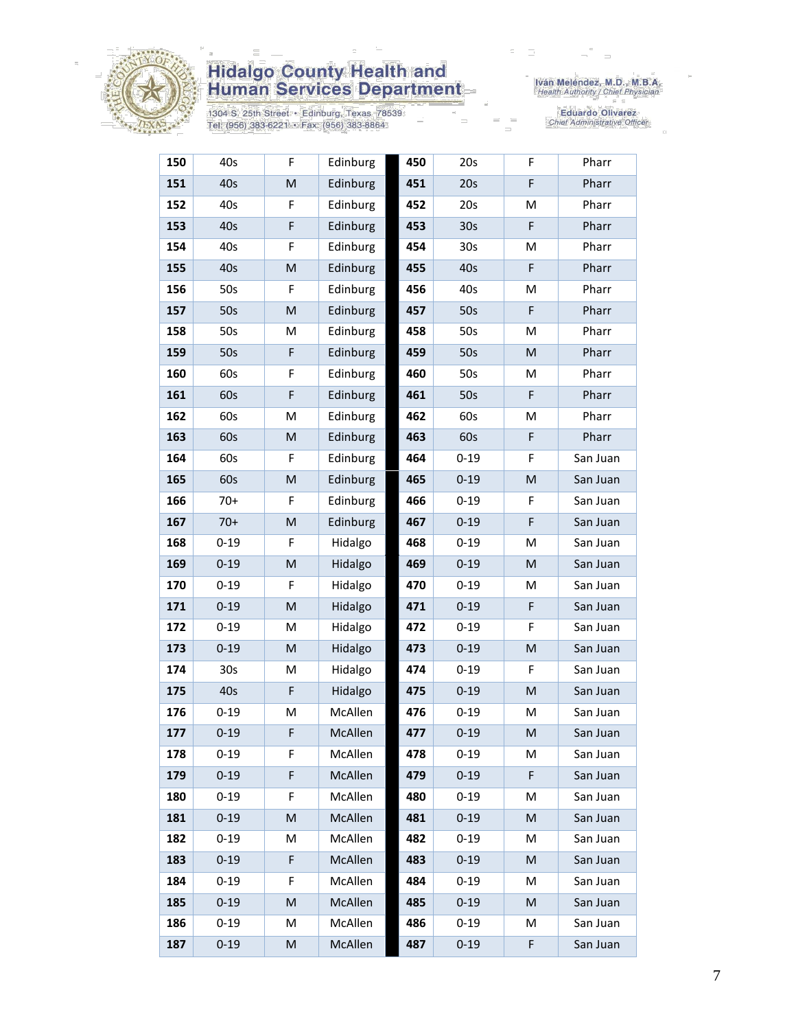| 150 | 40s | F | Edinburg | 450 | 20s | F | Pharr |
|---|---|---|---|---|---|---|---|
| 151 | 40s | M | Edinburg | 451 | 20s | F | Pharr |
| 152 | 40s | F | Edinburg | 452 | 20s | M | Pharr |
| 153 | 40s | F | Edinburg | 453 | 30s | F | Pharr |
| 154 | 40s | F | Edinburg | 454 | 30s | M | Pharr |
| 155 | 40s | M | Edinburg | 455 | 40s | F | Pharr |
| 156 | 50s | F | Edinburg | 456 | 40s | M | Pharr |
| 157 | 50s | M | Edinburg | 457 | 50s | F | Pharr |
| 158 | 50s | M | Edinburg | 458 | 50s | M | Pharr |
| 159 | 50s | F | Edinburg | 459 | 50s | M | Pharr |
| 160 | 60s | F | Edinburg | 460 | 50s | M | Pharr |
| 161 | 60s | F | Edinburg | 461 | 50s | F | Pharr |
| 162 | 60s | M | Edinburg | 462 | 60s | M | Pharr |
| 163 | 60s | M | Edinburg | 463 | 60s | F | Pharr |
| 164 | 60s | F | Edinburg | 464 | 0-19 | F | San Juan |
| 165 | 60s | M | Edinburg | 465 | 0-19 | M | San Juan |
| 166 | 70+ | F | Edinburg | 466 | 0-19 | F | San Juan |
| 167 | 70+ | M | Edinburg | 467 | 0-19 | F | San Juan |
| 168 | 0-19 | F | Hidalgo | 468 | 0-19 | M | San Juan |
| 169 | 0-19 | M | Hidalgo | 469 | 0-19 | M | San Juan |
| 170 | 0-19 | F | Hidalgo | 470 | 0-19 | M | San Juan |
| 171 | 0-19 | M | Hidalgo | 471 | 0-19 | F | San Juan |
| 172 | 0-19 | M | Hidalgo | 472 | 0-19 | F | San Juan |
| 173 | 0-19 | M | Hidalgo | 473 | 0-19 | M | San Juan |
| 174 | 30s | M | Hidalgo | 474 | 0-19 | F | San Juan |
| 175 | 40s | F | Hidalgo | 475 | 0-19 | M | San Juan |
| 176 | 0-19 | M | McAllen | 476 | 0-19 | M | San Juan |
| 177 | 0-19 | F | McAllen | 477 | 0-19 | M | San Juan |
| 178 | 0-19 | F | McAllen | 478 | 0-19 | M | San Juan |
| 179 | 0-19 | F | McAllen | 479 | 0-19 | F | San Juan |
| 180 | 0-19 | F | McAllen | 480 | 0-19 | M | San Juan |
| 181 | 0-19 | M | McAllen | 481 | 0-19 | M | San Juan |
| 182 | 0-19 | M | McAllen | 482 | 0-19 | M | San Juan |
| 183 | 0-19 | F | McAllen | 483 | 0-19 | M | San Juan |
| 184 | 0-19 | F | McAllen | 484 | 0-19 | M | San Juan |
| 185 | 0-19 | M | McAllen | 485 | 0-19 | M | San Juan |
| 186 | 0-19 | M | McAllen | 486 | 0-19 | M | San Juan |
| 187 | 0-19 | M | McAllen | 487 | 0-19 | F | San Juan |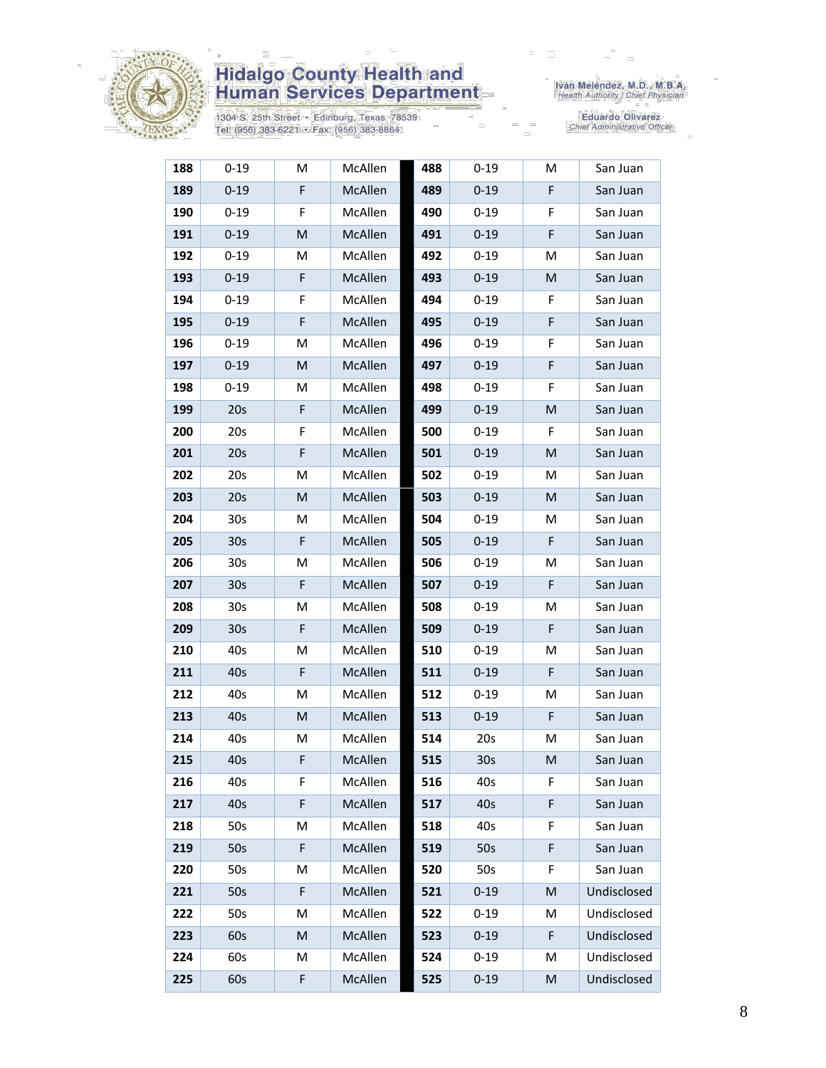| 188 | 0-19 | M | McAllen | 488 | 0-19 | M | San Juan |
|---|---|---|---|---|---|---|---|
| 189 | 0-19 | F | McAllen | 489 | 0-19 | F | San Juan |
| 190 | 0-19 | F | McAllen | 490 | 0-19 | F | San Juan |
| 191 | 0-19 | M | McAllen | 491 | 0-19 | F | San Juan |
| 192 | 0-19 | M | McAllen | 492 | 0-19 | M | San Juan |
| 193 | 0-19 | F | McAllen | 493 | 0-19 | M | San Juan |
| 194 | 0-19 | F | McAllen | 494 | 0-19 | F | San Juan |
| 195 | 0-19 | F | McAllen | 495 | 0-19 | F | San Juan |
| 196 | 0-19 | M | McAllen | 496 | 0-19 | F | San Juan |
| 197 | 0-19 | M | McAllen | 497 | 0-19 | F | San Juan |
| 198 | 0-19 | M | McAllen | 498 | 0-19 | F | San Juan |
| 199 | 20s | F | McAllen | 499 | 0-19 | M | San Juan |
| 200 | 20s | F | McAllen | 500 | 0-19 | F | San Juan |
| 201 | 20s | F | McAllen | 501 | 0-19 | M | San Juan |
| 202 | 20s | M | McAllen | 502 | 0-19 | M | San Juan |
| 203 | 20s | M | McAllen | 503 | 0-19 | M | San Juan |
| 204 | 30s | M | McAllen | 504 | 0-19 | M | San Juan |
| 205 | 30s | F | McAllen | 505 | 0-19 | F | San Juan |
| 206 | 30s | M | McAllen | 506 | 0-19 | M | San Juan |
| 207 | 30s | F | McAllen | 507 | 0-19 | F | San Juan |
| 208 | 30s | M | McAllen | 508 | 0-19 | M | San Juan |
| 209 | 30s | F | McAllen | 509 | 0-19 | F | San Juan |
| 210 | 40s | M | McAllen | 510 | 0-19 | M | San Juan |
| 211 | 40s | F | McAllen | 511 | 0-19 | F | San Juan |
| 212 | 40s | M | McAllen | 512 | 0-19 | M | San Juan |
| 213 | 40s | M | McAllen | 513 | 0-19 | F | San Juan |
| 214 | 40s | M | McAllen | 514 | 20s | M | San Juan |
| 215 | 40s | F | McAllen | 515 | 30s | M | San Juan |
| 216 | 40s | F | McAllen | 516 | 40s | F | San Juan |
| 217 | 40s | F | McAllen | 517 | 40s | F | San Juan |
| 218 | 50s | M | McAllen | 518 | 40s | F | San Juan |
| 219 | 50s | F | McAllen | 519 | 50s | F | San Juan |
| 220 | 50s | M | McAllen | 520 | 50s | F | San Juan |
| 221 | 50s | F | McAllen | 521 | 0-19 | M | Undisclosed |
| 222 | 50s | M | McAllen | 522 | 0-19 | M | Undisclosed |
| 223 | 60s | M | McAllen | 523 | 0-19 | F | Undisclosed |
| 224 | 60s | M | McAllen | 524 | 0-19 | M | Undisclosed |
| 225 | 60s | F | McAllen | 525 | 0-19 | M | Undisclosed |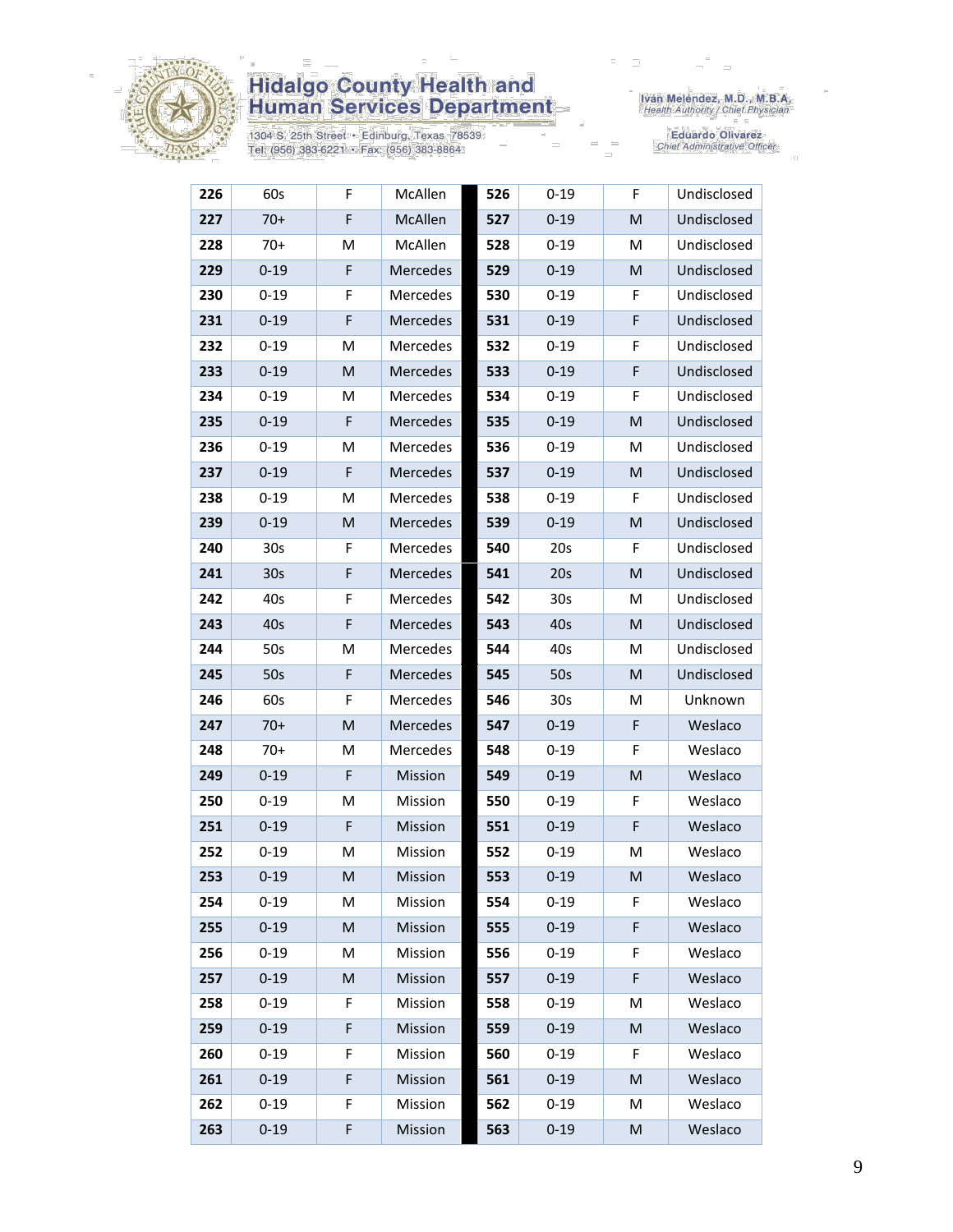| 226 | 60s | F | McAllen | 526 | 0-19 | F | Undisclosed |
|---|---|---|---|---|---|---|---|
| 227 | 70+ | F | McAllen | 527 | 0-19 | M | Undisclosed |
| 228 | 70+ | M | McAllen | 528 | 0-19 | M | Undisclosed |
| 229 | 0-19 | F | Mercedes | 529 | 0-19 | M | Undisclosed |
| 230 | 0-19 | F | Mercedes | 530 | 0-19 | F | Undisclosed |
| 231 | 0-19 | F | Mercedes | 531 | 0-19 | F | Undisclosed |
| 232 | 0-19 | M | Mercedes | 532 | 0-19 | F | Undisclosed |
| 233 | 0-19 | M | Mercedes | 533 | 0-19 | F | Undisclosed |
| 234 | 0-19 | M | Mercedes | 534 | 0-19 | F | Undisclosed |
| 235 | 0-19 | F | Mercedes | 535 | 0-19 | M | Undisclosed |
| 236 | 0-19 | M | Mercedes | 536 | 0-19 | M | Undisclosed |
| 237 | 0-19 | F | Mercedes | 537 | 0-19 | M | Undisclosed |
| 238 | 0-19 | M | Mercedes | 538 | 0-19 | F | Undisclosed |
| 239 | 0-19 | M | Mercedes | 539 | 0-19 | M | Undisclosed |
| 240 | 30s | F | Mercedes | 540 | 20s | F | Undisclosed |
| 241 | 30s | F | Mercedes | 541 | 20s | M | Undisclosed |
| 242 | 40s | F | Mercedes | 542 | 30s | M | Undisclosed |
| 243 | 40s | F | Mercedes | 543 | 40s | M | Undisclosed |
| 244 | 50s | M | Mercedes | 544 | 40s | M | Undisclosed |
| 245 | 50s | F | Mercedes | 545 | 50s | M | Undisclosed |
| 246 | 60s | F | Mercedes | 546 | 30s | M | Unknown |
| 247 | 70+ | M | Mercedes | 547 | 0-19 | F | Weslaco |
| 248 | 70+ | M | Mercedes | 548 | 0-19 | F | Weslaco |
| 249 | 0-19 | F | Mission | 549 | 0-19 | M | Weslaco |
| 250 | 0-19 | M | Mission | 550 | 0-19 | F | Weslaco |
| 251 | 0-19 | F | Mission | 551 | 0-19 | F | Weslaco |
| 252 | 0-19 | M | Mission | 552 | 0-19 | M | Weslaco |
| 253 | 0-19 | M | Mission | 553 | 0-19 | M | Weslaco |
| 254 | 0-19 | M | Mission | 554 | 0-19 | F | Weslaco |
| 255 | 0-19 | M | Mission | 555 | 0-19 | F | Weslaco |
| 256 | 0-19 | M | Mission | 556 | 0-19 | F | Weslaco |
| 257 | 0-19 | M | Mission | 557 | 0-19 | F | Weslaco |
| 258 | 0-19 | F | Mission | 558 | 0-19 | M | Weslaco |
| 259 | 0-19 | F | Mission | 559 | 0-19 | M | Weslaco |
| 260 | 0-19 | F | Mission | 560 | 0-19 | F | Weslaco |
| 261 | 0-19 | F | Mission | 561 | 0-19 | M | Weslaco |
| 262 | 0-19 | F | Mission | 562 | 0-19 | M | Weslaco |
| 263 | 0-19 | F | Mission | 563 | 0-19 | M | Weslaco |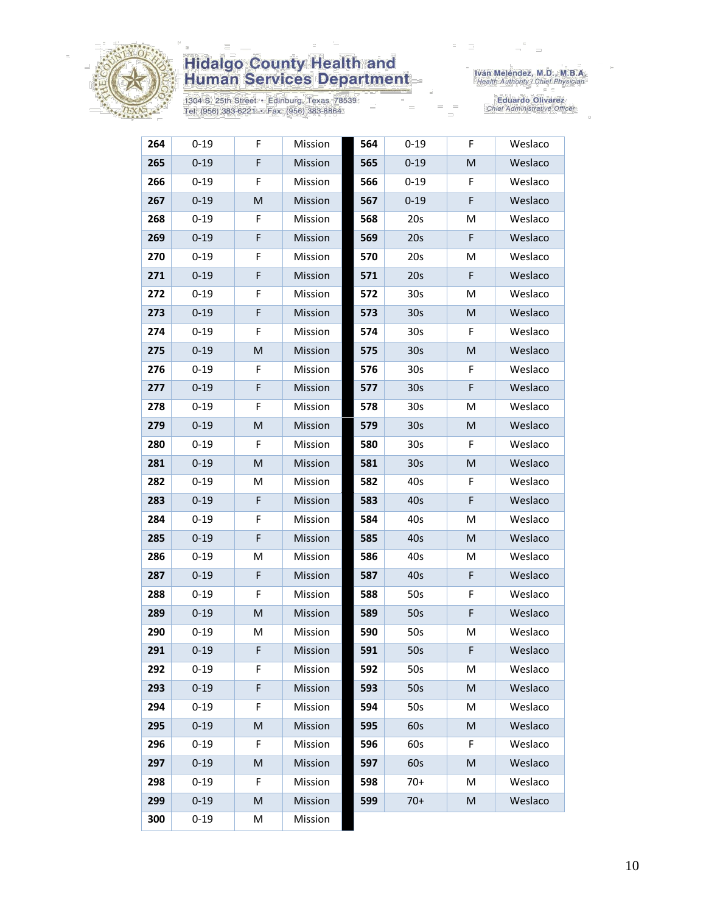| 264 | 0-19 | F | Mission | 564 | 0-19 | F | Weslaco |
|---|---|---|---|---|---|---|---|
| 265 | 0-19 | F | Mission | 565 | 0-19 | M | Weslaco |
| 266 | 0-19 | F | Mission | 566 | 0-19 | F | Weslaco |
| 267 | 0-19 | M | Mission | 567 | 0-19 | F | Weslaco |
| 268 | 0-19 | F | Mission | 568 | 20s | M | Weslaco |
| 269 | 0-19 | F | Mission | 569 | 20s | F | Weslaco |
| 270 | 0-19 | F | Mission | 570 | 20s | M | Weslaco |
| 271 | 0-19 | F | Mission | 571 | 20s | F | Weslaco |
| 272 | 0-19 | F | Mission | 572 | 30s | M | Weslaco |
| 273 | 0-19 | F | Mission | 573 | 30s | M | Weslaco |
| 274 | 0-19 | F | Mission | 574 | 30s | F | Weslaco |
| 275 | 0-19 | M | Mission | 575 | 30s | M | Weslaco |
| 276 | 0-19 | F | Mission | 576 | 30s | F | Weslaco |
| 277 | 0-19 | F | Mission | 577 | 30s | F | Weslaco |
| 278 | 0-19 | F | Mission | 578 | 30s | M | Weslaco |
| 279 | 0-19 | M | Mission | 579 | 30s | M | Weslaco |
| 280 | 0-19 | F | Mission | 580 | 30s | F | Weslaco |
| 281 | 0-19 | M | Mission | 581 | 30s | M | Weslaco |
| 282 | 0-19 | M | Mission | 582 | 40s | F | Weslaco |
| 283 | 0-19 | F | Mission | 583 | 40s | F | Weslaco |
| 284 | 0-19 | F | Mission | 584 | 40s | M | Weslaco |
| 285 | 0-19 | F | Mission | 585 | 40s | M | Weslaco |
| 286 | 0-19 | M | Mission | 586 | 40s | M | Weslaco |
| 287 | 0-19 | F | Mission | 587 | 40s | F | Weslaco |
| 288 | 0-19 | F | Mission | 588 | 50s | F | Weslaco |
| 289 | 0-19 | M | Mission | 589 | 50s | F | Weslaco |
| 290 | 0-19 | M | Mission | 590 | 50s | M | Weslaco |
| 291 | 0-19 | F | Mission | 591 | 50s | F | Weslaco |
| 292 | 0-19 | F | Mission | 592 | 50s | M | Weslaco |
| 293 | 0-19 | F | Mission | 593 | 50s | M | Weslaco |
| 294 | 0-19 | F | Mission | 594 | 50s | M | Weslaco |
| 295 | 0-19 | M | Mission | 595 | 60s | M | Weslaco |
| 296 | 0-19 | F | Mission | 596 | 60s | F | Weslaco |
| 297 | 0-19 | M | Mission | 597 | 60s | M | Weslaco |
| 298 | 0-19 | F | Mission | 598 | 70+ | M | Weslaco |
| 299 | 0-19 | M | Mission | 599 | 70+ | M | Weslaco |
| 300 | 0-19 | M | Mission | | | | |